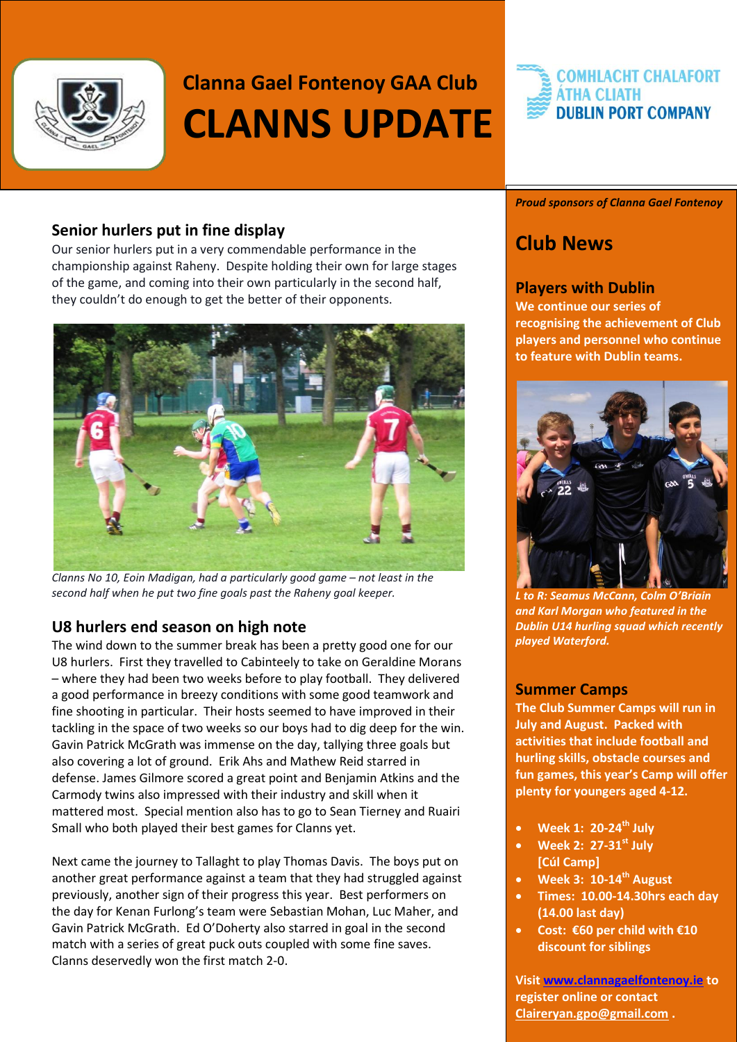# Clanna Gael Fontenoy GAA Club

# CLANNS UPDATE

COMHLACHT CHALAFORT ÁTHA CLIATH
DUBLIN PORT COMPANY

*Proud sponsors of Clanna Gael Fontenoy*

## Senior hurlers put in fine display

Our senior hurlers put in a very commendable performance in the championship against Raheny. Despite holding their own for large stages of the game, and coming into their own particularly in the second half, they couldn't do enough to get the better of their opponents.

*Clanns No 10, Eoin Madigan, had a particularly good game – not least in the second half when he put two fine goals past the Raheny goal keeper.*

## U8 hurlers end season on high note

The wind down to the summer break has been a pretty good one for our U8 hurlers. First they travelled to Cabinteely to take on Geraldine Morans – where they had been two weeks before to play football. They delivered a good performance in breezy conditions with some good teamwork and fine shooting in particular. Their hosts seemed to have improved in their tackling in the space of two weeks so our boys had to dig deep for the win. Gavin Patrick McGrath was immense on the day, tallying three goals but also covering a lot of ground. Erik Ahs and Mathew Reid starred in defense. James Gilmore scored a great point and Benjamin Atkins and the Carmody twins also impressed with their industry and skill when it mattered most. Special mention also has to go to Sean Tierney and Ruairi Small who both played their best games for Clanns yet.

Next came the journey to Tallaght to play Thomas Davis. The boys put on another great performance against a team that they had struggled against previously, another sign of their progress this year. Best performers on the day for Kenan Furlong's team were Sebastian Mohan, Luc Maher, and Gavin Patrick McGrath. Ed O'Doherty also starred in goal in the second match with a series of great puck outs coupled with some fine saves. Clanns deservedly won the first match 2-0.

# Club News

## Players with Dublin

**We continue our series of recognising the achievement of Club players and personnel who continue to feature with Dublin teams.**

***L to R: Seamus McCann, Colm O'Briain and Karl Morgan who featured in the Dublin U14 hurling squad which recently played Waterford.***

## Summer Camps

**The Club Summer Camps will run in July and August. Packed with activities that include football and hurling skills, obstacle courses and fun games, this year's Camp will offer plenty for youngers aged 4-12.**

- **Week 1: 20-24th July**
- **Week 2: 27-31st July [Cúl Camp]**
- **Week 3: 10-14th August**
- **Times: 10.00-14.30hrs each day (14.00 last day)**
- **Cost: €60 per child with €10 discount for siblings**

**Visit www.clannagaelfontenoy.ie to register online or contact Claireryan.gpo@gmail.com .**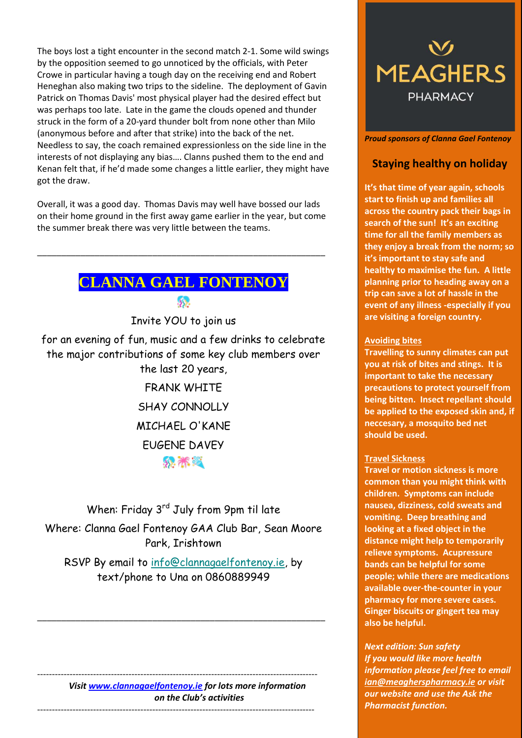The boys lost a tight encounter in the second match 2-1. Some wild swings by the opposition seemed to go unnoticed by the officials, with Peter Crowe in particular having a tough day on the receiving end and Robert Heneghan also making two trips to the sideline. The deployment of Gavin Patrick on Thomas Davis' most physical player had the desired effect but was perhaps too late. Late in the game the clouds opened and thunder struck in the form of a 20-yard thunder bolt from none other than Milo (anonymous before and after that strike) into the back of the net. Needless to say, the coach remained expressionless on the side line in the interests of not displaying any bias…. Clanns pushed them to the end and Kenan felt that, if he'd made some changes a little earlier, they might have got the draw.

Overall, it was a good day. Thomas Davis may well have bossed our lads on their home ground in the first away game earlier in the year, but come the summer break there was very little between the teams.

---

## CLANNA GAEL FONTENOY

🎊

Invite YOU to join us

for an evening of fun, music and a few drinks to celebrate the major contributions of some key club members over the last 20 years,

FRANK WHITE

SHAY CONNOLLY

MICHAEL O'KANE

EUGENE DAVEY

🎊🎆🎉

When: Friday 3rd July from 9pm til late

Where: Clanna Gael Fontenoy GAA Club Bar, Sean Moore Park, Irishtown

RSVP By email to info@clannagaelfontenoy.ie, by text/phone to Una on 0860889949

---

***Visit www.clannagaelfontenoy.ie for lots more information on the Club's activities***

---

MEAGHERS PHARMACY

***Proud sponsors of Clanna Gael Fontenoy***

## Staying healthy on holiday

**It's that time of year again, schools start to finish up and families all across the country pack their bags in search of the sun! It's an exciting time for all the family members as they enjoy a break from the norm; so it's important to stay safe and healthy to maximise the fun. A little planning prior to heading away on a trip can save a lot of hassle in the event of any illness -especially if you are visiting a foreign country.**

**Avoiding bites**

**Travelling to sunny climates can put you at risk of bites and stings. It is important to take the necessary precautions to protect yourself from being bitten. Insect repellant should be applied to the exposed skin and, if neccesary, a mosquito bed net should be used.**

**Travel Sickness**

**Travel or motion sickness is more common than you might think with children. Symptoms can include nausea, dizziness, cold sweats and vomiting. Deep breathing and looking at a fixed object in the distance might help to temporarily relieve symptoms. Acupressure bands can be helpful for some people; while there are medications available over-the-counter in your pharmacy for more severe cases. Ginger biscuits or gingert tea may also be helpful.**

***Next edition: Sun safety***
***If you would like more health information please feel free to email ian@meagherspharmacy.ie or visit our website and use the Ask the Pharmacist function.***